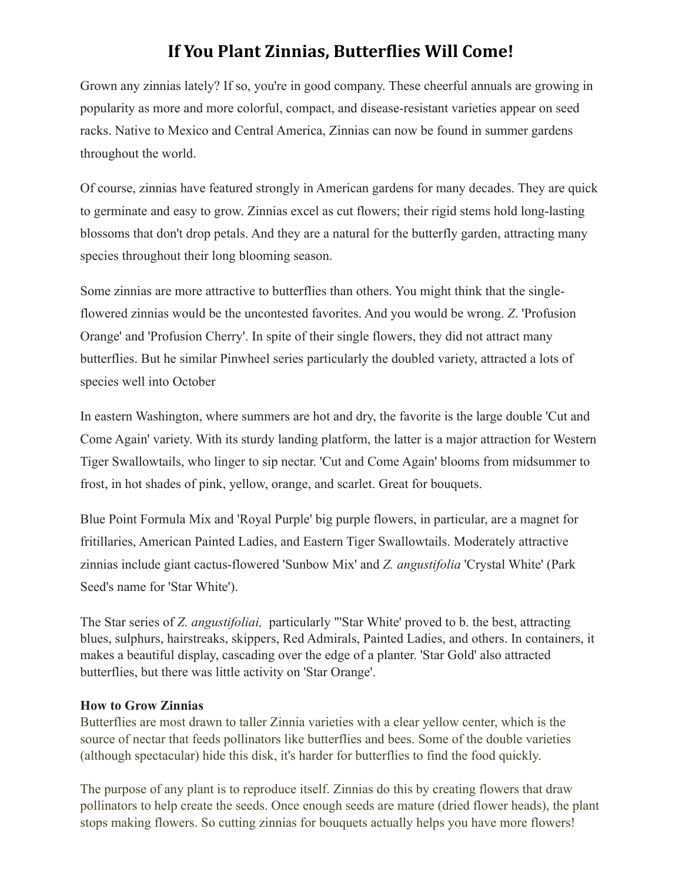# If You Plant Zinnias, Butterflies Will Come!

Grown any zinnias lately? If so, you're in good company. These cheerful annuals are growing in popularity as more and more colorful, compact, and disease-resistant varieties appear on seed racks. Native to Mexico and Central America, Zinnias can now be found in summer gardens throughout the world.

Of course, zinnias have featured strongly in American gardens for many decades. They are quick to germinate and easy to grow. Zinnias excel as cut flowers; their rigid stems hold long-lasting blossoms that don't drop petals. And they are a natural for the butterfly garden, attracting many species throughout their long blooming season.

Some zinnias are more attractive to butterflies than others. You might think that the single-flowered zinnias would be the uncontested favorites. And you would be wrong. *Z.* 'Profusion Orange' and 'Profusion Cherry'. In spite of their single flowers, they did not attract many butterflies. But he similar Pinwheel series particularly the doubled variety, attracted a lots of species well into October

In eastern Washington, where summers are hot and dry, the favorite is the large double 'Cut and Come Again' variety. With its sturdy landing platform, the latter is a major attraction for Western Tiger Swallowtails, who linger to sip nectar. 'Cut and Come Again' blooms from midsummer to frost, in hot shades of pink, yellow, orange, and scarlet. Great for bouquets.

Blue Point Formula Mix and 'Royal Purple' big purple flowers, in particular, are a magnet for fritillaries, American Painted Ladies, and Eastern Tiger Swallowtails. Moderately attractive zinnias include giant cactus-flowered 'Sunbow Mix' and *Z. angustifolia* 'Crystal White' (Park Seed's name for 'Star White').

The Star series of *Z. angustifoliai,* particularly "'Star White' proved to b. the best, attracting blues, sulphurs, hairstreaks, skippers, Red Admirals, Painted Ladies, and others. In containers, it makes a beautiful display, cascading over the edge of a planter. 'Star Gold' also attracted butterflies, but there was little activity on 'Star Orange'.

**How to Grow Zinnias**

Butterflies are most drawn to taller Zinnia varieties with a clear yellow center, which is the source of nectar that feeds pollinators like butterflies and bees. Some of the double varieties (although spectacular) hide this disk, it's harder for butterflies to find the food quickly.

The purpose of any plant is to reproduce itself. Zinnias do this by creating flowers that draw pollinators to help create the seeds. Once enough seeds are mature (dried flower heads), the plant stops making flowers. So cutting zinnias for bouquets actually helps you have more flowers!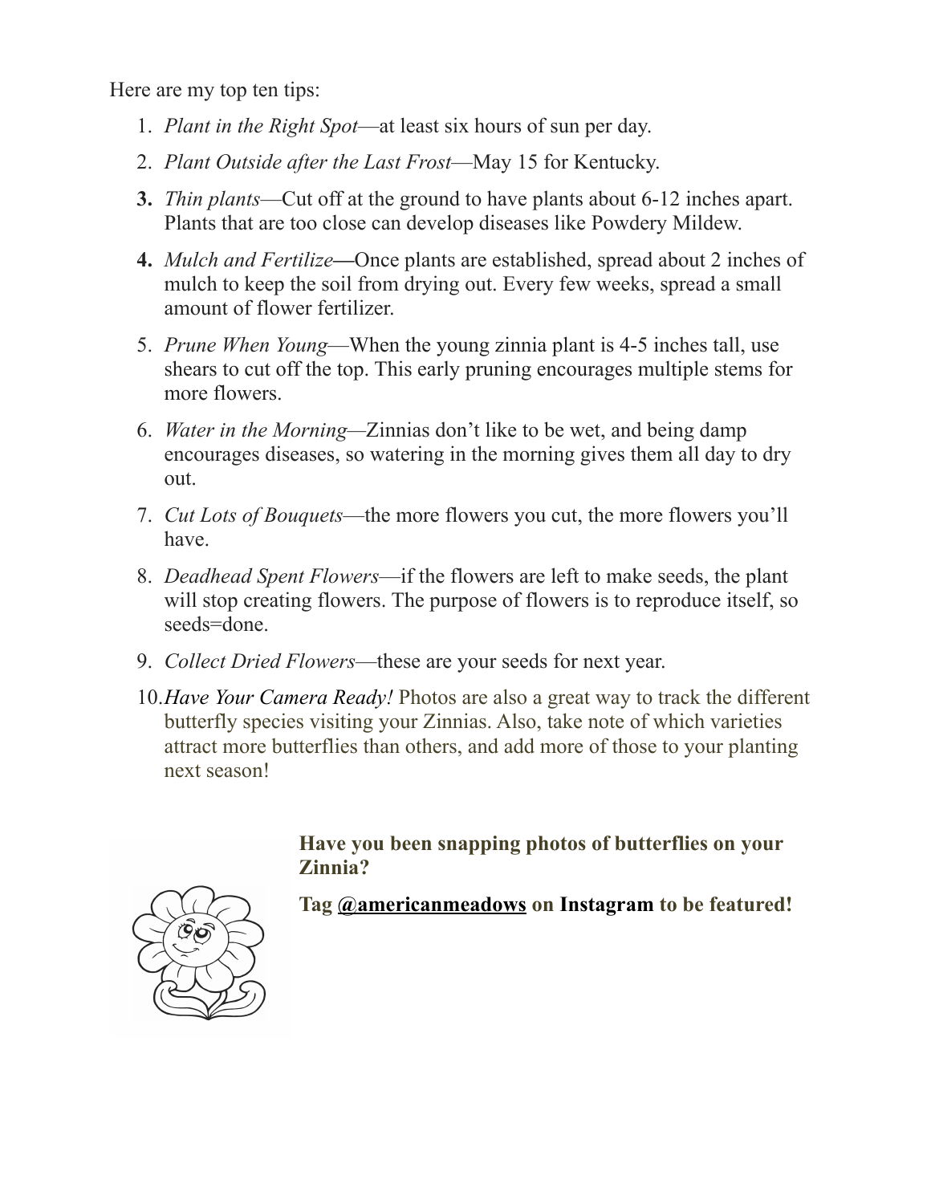Here are my top ten tips:

1. *Plant in the Right Spot*—at least six hours of sun per day.
2. *Plant Outside after the Last Frost*—May 15 for Kentucky.
3. *Thin plants*—Cut off at the ground to have plants about 6-12 inches apart. Plants that are too close can develop diseases like Powdery Mildew.
4. *Mulch and Fertilize*—Once plants are established, spread about 2 inches of mulch to keep the soil from drying out. Every few weeks, spread a small amount of flower fertilizer.
5. *Prune When Young*—When the young zinnia plant is 4-5 inches tall, use shears to cut off the top. This early pruning encourages multiple stems for more flowers.
6. *Water in the Morning*—Zinnias don't like to be wet, and being damp encourages diseases, so watering in the morning gives them all day to dry out.
7. *Cut Lots of Bouquets*—the more flowers you cut, the more flowers you'll have.
8. *Deadhead Spent Flowers*—if the flowers are left to make seeds, the plant will stop creating flowers. The purpose of flowers is to reproduce itself, so seeds=done.
9. *Collect Dried Flowers*—these are your seeds for next year.
10. *Have Your Camera Ready!* Photos are also a great way to track the different butterfly species visiting your Zinnias. Also, take note of which varieties attract more butterflies than others, and add more of those to your planting next season!

**Have you been snapping photos of butterflies on your Zinnia?**

**Tag @americanmeadows on Instagram to be featured!**